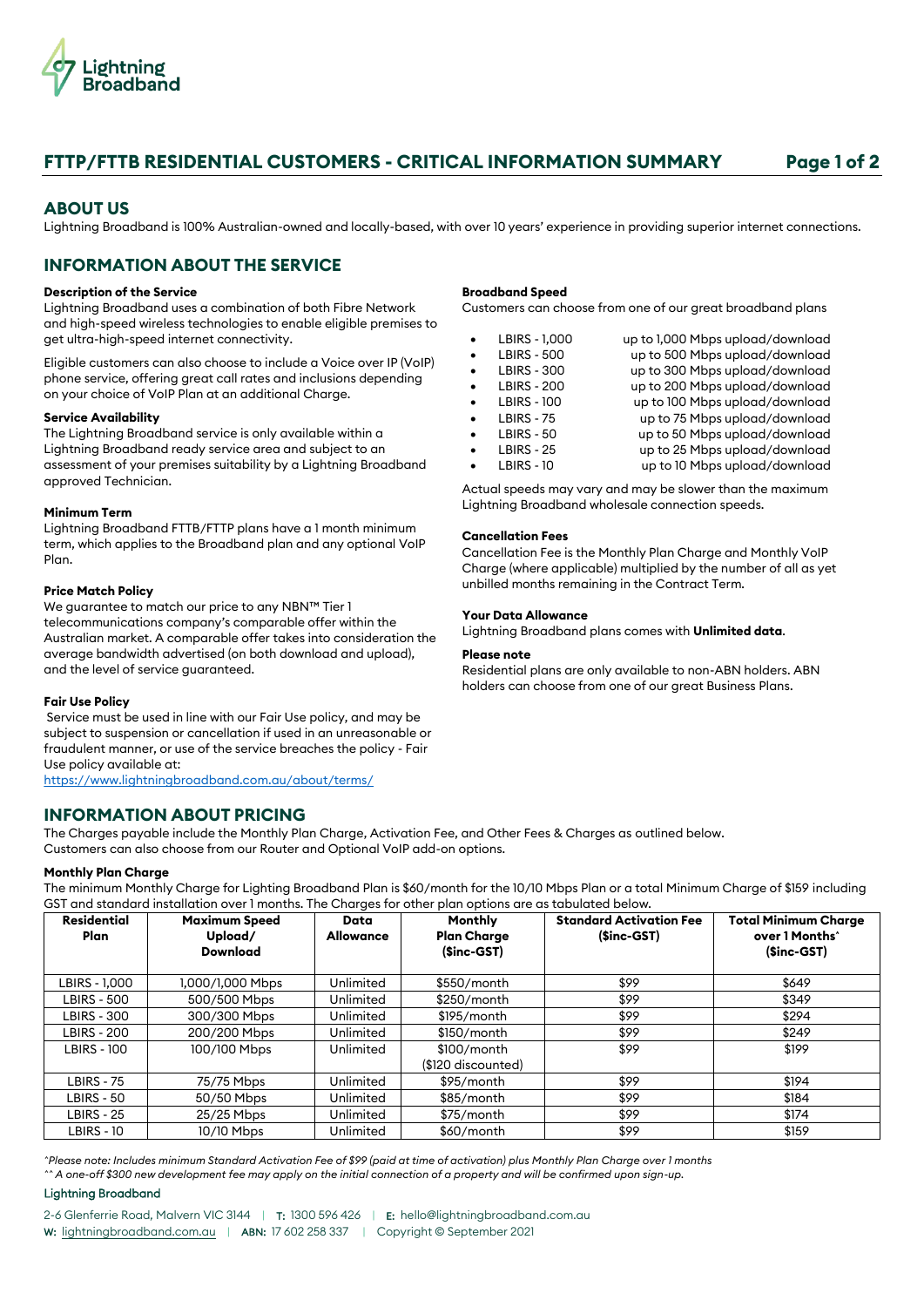# FTTP/FTTB RESIDENTIAL CUSTOMERS - CRITICAL INFORMATION SUMMARY

## ABOUT US

Lightning Broadband is 100% Australian-owned and locally-based, with over 10 years' experience in providing superior internet connections.

## INFORMATION ABOUT THE SERVICE

**Description of the Service**
Lightning Broadband uses a combination of both Fibre Network and high-speed wireless technologies to enable eligible premises to get ultra-high-speed internet connectivity.

Eligible customers can also choose to include a Voice over IP (VoIP) phone service, offering great call rates and inclusions depending on your choice of VoIP Plan at an additional Charge.

**Service Availability**
The Lightning Broadband service is only available within a Lightning Broadband ready service area and subject to an assessment of your premises suitability by a Lightning Broadband approved Technician.

**Minimum Term**
Lightning Broadband FTTB/FTTP plans have a 1 month minimum term, which applies to the Broadband plan and any optional VoIP Plan.

**Price Match Policy**
We guarantee to match our price to any NBN™ Tier 1 telecommunications company's comparable offer within the Australian market. A comparable offer takes into consideration the average bandwidth advertised (on both download and upload), and the level of service guaranteed.

**Fair Use Policy**
Service must be used in line with our Fair Use policy, and may be subject to suspension or cancellation if used in an unreasonable or fraudulent manner, or use of the service breaches the policy - Fair Use policy available at:
https://www.lightningbroadband.com.au/about/terms/

**Broadband Speed**
Customers can choose from one of our great broadband plans

- LBIRS - 1,000 up to 1,000 Mbps upload/download
- LBIRS - 500 up to 500 Mbps upload/download
- LBIRS - 300 up to 300 Mbps upload/download
- LBIRS - 200 up to 200 Mbps upload/download
- LBIRS - 100 up to 100 Mbps upload/download
- LBIRS - 75 up to 75 Mbps upload/download
- LBIRS - 50 up to 50 Mbps upload/download
- LBIRS - 25 up to 25 Mbps upload/download
- LBIRS - 10 up to 10 Mbps upload/download

Actual speeds may vary and may be slower than the maximum Lightning Broadband wholesale connection speeds.

**Cancellation Fees**
Cancellation Fee is the Monthly Plan Charge and Monthly VoIP Charge (where applicable) multiplied by the number of all as yet unbilled months remaining in the Contract Term.

**Your Data Allowance**
Lightning Broadband plans comes with **Unlimited data**.

**Please note**
Residential plans are only available to non-ABN holders. ABN holders can choose from one of our great Business Plans.

## INFORMATION ABOUT PRICING

The Charges payable include the Monthly Plan Charge, Activation Fee, and Other Fees & Charges as outlined below.
Customers can also choose from our Router and Optional VoIP add-on options.

**Monthly Plan Charge**
The minimum Monthly Charge for Lighting Broadband Plan is $60/month for the 10/10 Mbps Plan or a total Minimum Charge of $159 including GST and standard installation over 1 months. The Charges for other plan options are as tabulated below.

| Residential Plan | Maximum Speed Upload/ Download | Data Allowance | Monthly Plan Charge ($inc-GST) | Standard Activation Fee ($inc-GST) | Total Minimum Charge over 1 Months^ ($inc-GST) |
|---|---|---|---|---|---|
| LBIRS - 1,000 | 1,000/1,000 Mbps | Unlimited | $550/month | $99 | $649 |
| LBIRS - 500 | 500/500 Mbps | Unlimited | $250/month | $99 | $349 |
| LBIRS - 300 | 300/300 Mbps | Unlimited | $195/month | $99 | $294 |
| LBIRS - 200 | 200/200 Mbps | Unlimited | $150/month | $99 | $249 |
| LBIRS - 100 | 100/100 Mbps | Unlimited | $100/month ($120 discounted) | $99 | $199 |
| LBIRS - 75 | 75/75 Mbps | Unlimited | $95/month | $99 | $194 |
| LBIRS - 50 | 50/50 Mbps | Unlimited | $85/month | $99 | $184 |
| LBIRS - 25 | 25/25 Mbps | Unlimited | $75/month | $99 | $174 |
| LBIRS - 10 | 10/10 Mbps | Unlimited | $60/month | $99 | $159 |

*^Please note: Includes minimum Standard Activation Fee of $99 (paid at time of activation) plus Monthly Plan Charge over 1 months*
*^^ A one-off $300 new development fee may apply on the initial connection of a property and will be confirmed upon sign-up.*

Lightning Broadband

2-6 Glenferrie Road, Malvern VIC 3144 | T: 1300 596 426 | E: hello@lightningbroadband.com.au
W: lightningbroadband.com.au | ABN: 17 602 258 337 | Copyright © September 2021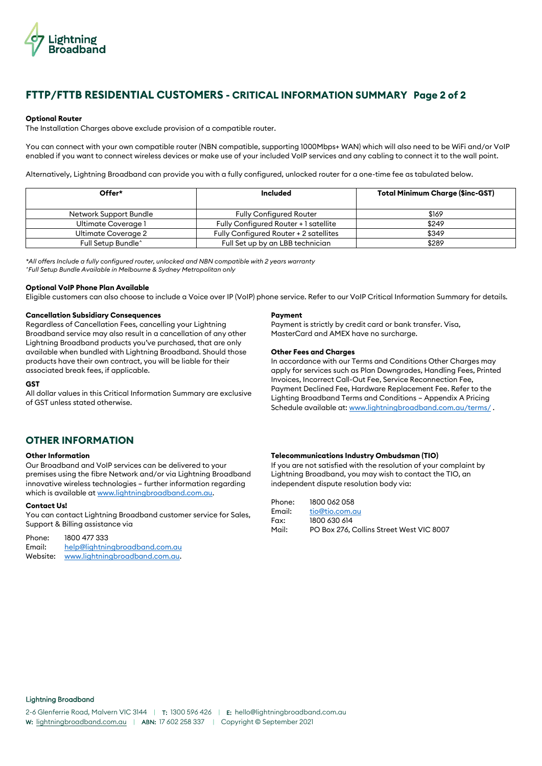## FTTP/FTTB RESIDENTIAL CUSTOMERS - CRITICAL INFORMATION SUMMARY Page 2 of 2

**Optional Router**

The Installation Charges above exclude provision of a compatible router.

You can connect with your own compatible router (NBN compatible, supporting 1000Mbps+ WAN) which will also need to be WiFi and/or VoIP enabled if you want to connect wireless devices or make use of your included VoIP services and any cabling to connect it to the wall point.

Alternatively, Lightning Broadband can provide you with a fully configured, unlocked router for a one-time fee as tabulated below.

| Offer* | Included | Total Minimum Charge ($inc-GST) |
|---|---|---|
| Network Support Bundle | Fully Configured Router | $169 |
| Ultimate Coverage 1 | Fully Configured Router + 1 satellite | $249 |
| Ultimate Coverage 2 | Fully Configured Router + 2 satellites | $349 |
| Full Setup Bundle^ | Full Set up by an LBB technician | $289 |

*\*All offers Include a fully configured router, unlocked and NBN compatible with 2 years warranty*
*^Full Setup Bundle Available in Melbourne & Sydney Metropolitan only*

**Optional VoIP Phone Plan Available**

Eligible customers can also choose to include a Voice over IP (VoIP) phone service. Refer to our VoIP Critical Information Summary for details.

**Cancellation Subsidiary Consequences**

Regardless of Cancellation Fees, cancelling your Lightning Broadband service may also result in a cancellation of any other Lightning Broadband products you've purchased, that are only available when bundled with Lightning Broadband. Should those products have their own contract, you will be liable for their associated break fees, if applicable.

**GST**

All dollar values in this Critical Information Summary are exclusive of GST unless stated otherwise.

**Payment**

Payment is strictly by credit card or bank transfer. Visa, MasterCard and AMEX have no surcharge.

**Other Fees and Charges**

In accordance with our Terms and Conditions Other Charges may apply for services such as Plan Downgrades, Handling Fees, Printed Invoices, Incorrect Call-Out Fee, Service Reconnection Fee, Payment Declined Fee, Hardware Replacement Fee. Refer to the Lighting Broadband Terms and Conditions – Appendix A Pricing Schedule available at: www.lightningbroadband.com.au/terms/ .

## OTHER INFORMATION

**Other Information**

Our Broadband and VoIP services can be delivered to your premises using the fibre Network and/or via Lightning Broadband innovative wireless technologies – further information regarding which is available at www.lightningbroadband.com.au.

**Contact Us!**

You can contact Lightning Broadband customer service for Sales, Support & Billing assistance via

Phone: 1800 477 333
Email: help@lightningbroadband.com.au
Website: www.lightningbroadband.com.au.

**Telecommunications Industry Ombudsman (TIO)**

If you are not satisfied with the resolution of your complaint by Lightning Broadband, you may wish to contact the TIO, an independent dispute resolution body via:

Phone: 1800 062 058
Email: tio@tio.com.au
Fax: 1800 630 614
Mail: PO Box 276, Collins Street West VIC 8007

Lightning Broadband

2-6 Glenferrie Road, Malvern VIC 3144 | T: 1300 596 426 | E: hello@lightningbroadband.com.au
W: lightningbroadband.com.au | ABN: 17 602 258 337 | Copyright © September 2021